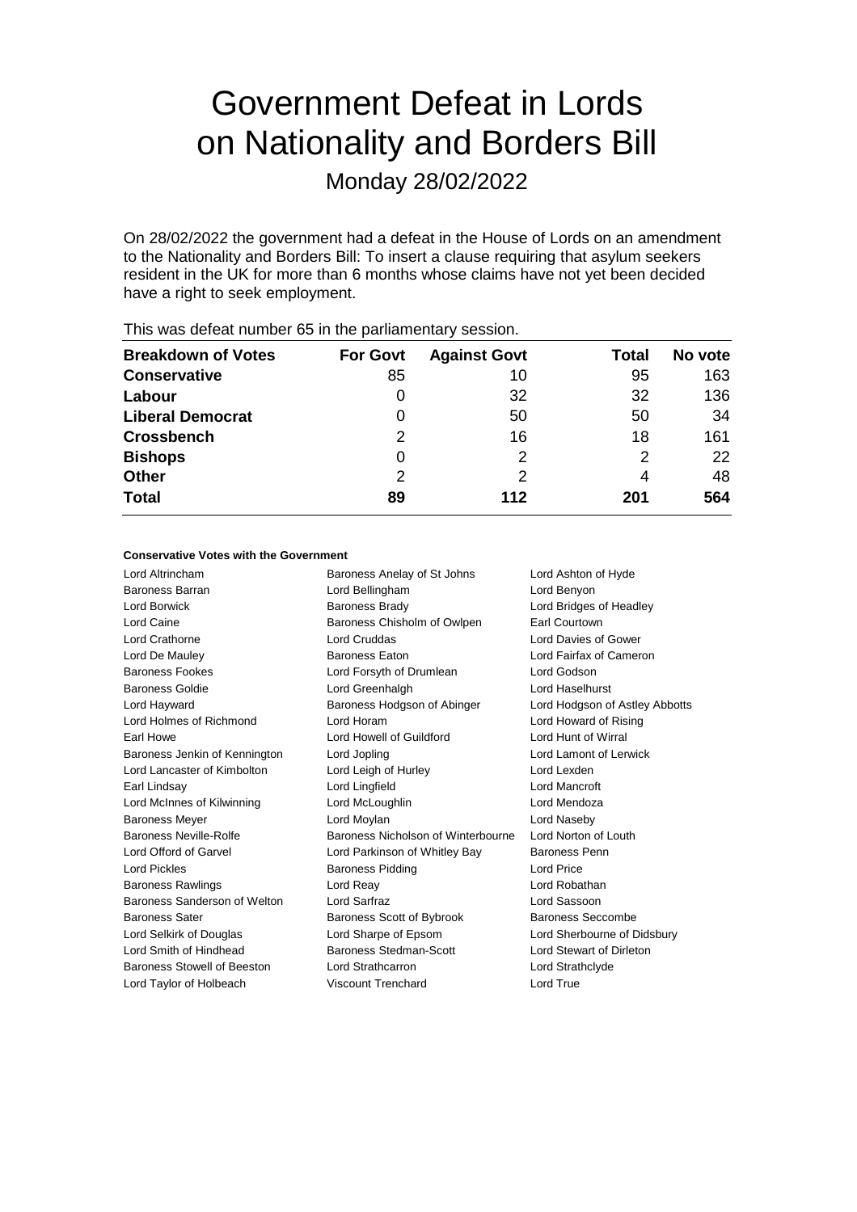# Government Defeat in Lords on Nationality and Borders Bill

Monday 28/02/2022

On 28/02/2022 the government had a defeat in the House of Lords on an amendment to the Nationality and Borders Bill: To insert a clause requiring that asylum seekers resident in the UK for more than 6 months whose claims have not yet been decided have a right to seek employment.

This was defeat number 65 in the parliamentary session.

| Breakdown of Votes | For Govt | Against Govt | Total | No vote |
|---|---|---|---|---|
| **Conservative** | 85 | 10 | 95 | 163 |
| **Labour** | 0 | 32 | 32 | 136 |
| **Liberal Democrat** | 0 | 50 | 50 | 34 |
| **Crossbench** | 2 | 16 | 18 | 161 |
| **Bishops** | 0 | 2 | 2 | 22 |
| **Other** | 2 | 2 | 4 | 48 |
| **Total** | **89** | **112** | **201** | **564** |

#### Conservative Votes with the Government

| | | |
|---|---|---|
| Lord Altrincham | Baroness Anelay of St Johns | Lord Ashton of Hyde |
| Baroness Barran | Lord Bellingham | Lord Benyon |
| Lord Borwick | Baroness Brady | Lord Bridges of Headley |
| Lord Caine | Baroness Chisholm of Owlpen | Earl Courtown |
| Lord Crathorne | Lord Cruddas | Lord Davies of Gower |
| Lord De Mauley | Baroness Eaton | Lord Fairfax of Cameron |
| Baroness Fookes | Lord Forsyth of Drumlean | Lord Godson |
| Baroness Goldie | Lord Greenhalgh | Lord Haselhurst |
| Lord Hayward | Baroness Hodgson of Abinger | Lord Hodgson of Astley Abbotts |
| Lord Holmes of Richmond | Lord Horam | Lord Howard of Rising |
| Earl Howe | Lord Howell of Guildford | Lord Hunt of Wirral |
| Baroness Jenkin of Kennington | Lord Jopling | Lord Lamont of Lerwick |
| Lord Lancaster of Kimbolton | Lord Leigh of Hurley | Lord Lexden |
| Earl Lindsay | Lord Lingfield | Lord Mancroft |
| Lord McInnes of Kilwinning | Lord McLoughlin | Lord Mendoza |
| Baroness Meyer | Lord Moylan | Lord Naseby |
| Baroness Neville-Rolfe | Baroness Nicholson of Winterbourne | Lord Norton of Louth |
| Lord Offord of Garvel | Lord Parkinson of Whitley Bay | Baroness Penn |
| Lord Pickles | Baroness Pidding | Lord Price |
| Baroness Rawlings | Lord Reay | Lord Robathan |
| Baroness Sanderson of Welton | Lord Sarfraz | Lord Sassoon |
| Baroness Sater | Baroness Scott of Bybrook | Baroness Seccombe |
| Lord Selkirk of Douglas | Lord Sharpe of Epsom | Lord Sherbourne of Didsbury |
| Lord Smith of Hindhead | Baroness Stedman-Scott | Lord Stewart of Dirleton |
| Baroness Stowell of Beeston | Lord Strathcarron | Lord Strathclyde |
| Lord Taylor of Holbeach | Viscount Trenchard | Lord True |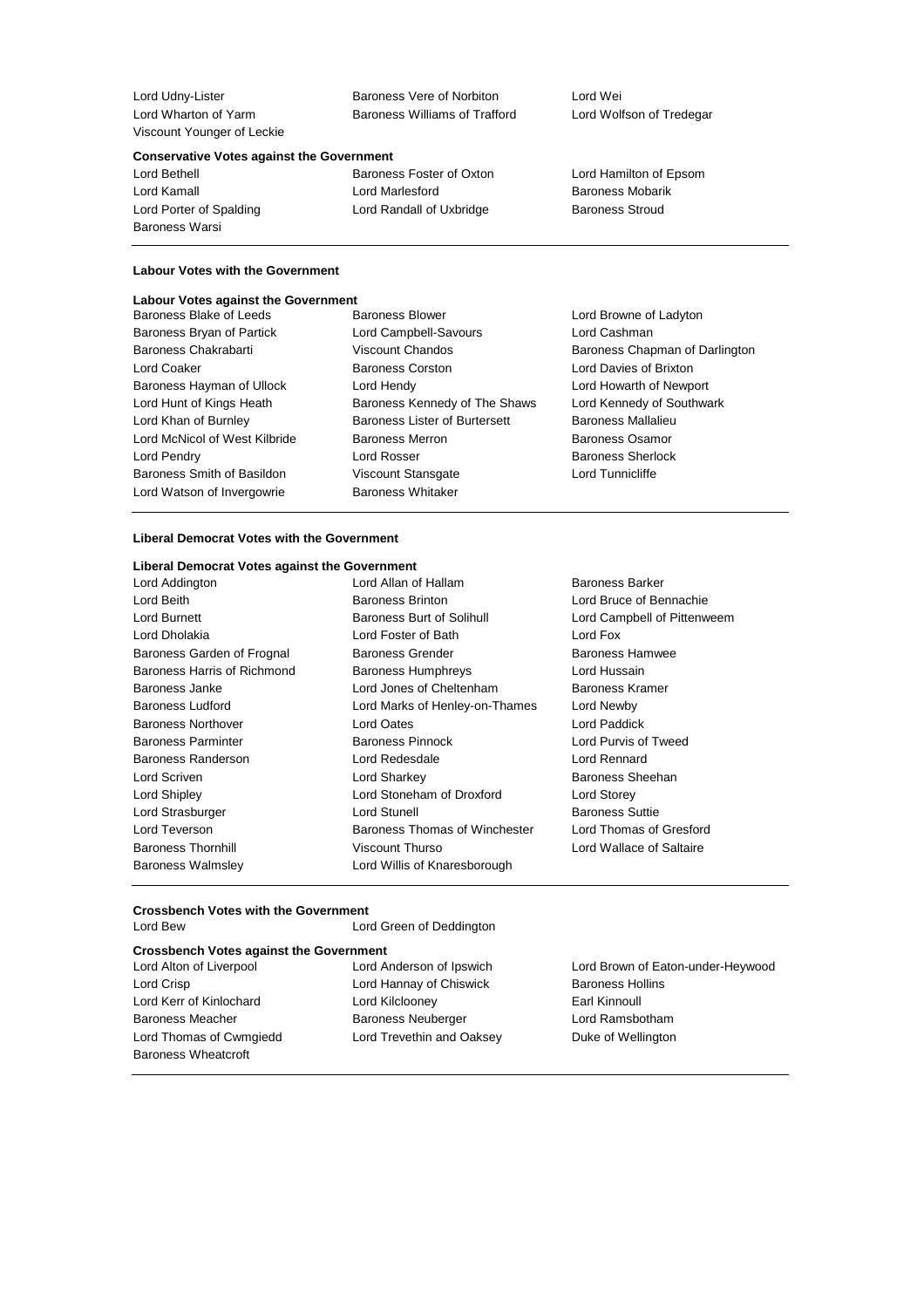Lord Udny-Lister
Baroness Vere of Norbiton
Lord Wei
Lord Wharton of Yarm
Baroness Williams of Trafford
Lord Wolfson of Tredegar
Viscount Younger of Leckie

**Conservative Votes against the Government**

Lord Bethell
Baroness Foster of Oxton
Lord Hamilton of Epsom
Lord Kamall
Lord Marlesford
Baroness Mobarik
Lord Porter of Spalding
Lord Randall of Uxbridge
Baroness Stroud
Baroness Warsi

**Labour Votes with the Government**

**Labour Votes against the Government**

Baroness Blake of Leeds
Baroness Blower
Lord Browne of Ladyton
Baroness Bryan of Partick
Lord Campbell-Savours
Lord Cashman
Baroness Chakrabarti
Viscount Chandos
Baroness Chapman of Darlington
Lord Coaker
Baroness Corston
Lord Davies of Brixton
Baroness Hayman of Ullock
Lord Hendy
Lord Howarth of Newport
Lord Hunt of Kings Heath
Baroness Kennedy of The Shaws
Lord Kennedy of Southwark
Lord Khan of Burnley
Baroness Lister of Burtersett
Baroness Mallalieu
Lord McNicol of West Kilbride
Baroness Merron
Baroness Osamor
Lord Pendry
Lord Rosser
Baroness Sherlock
Baroness Smith of Basildon
Viscount Stansgate
Lord Tunnicliffe
Lord Watson of Invergowrie
Baroness Whitaker

**Liberal Democrat Votes with the Government**

**Liberal Democrat Votes against the Government**

Lord Addington
Lord Allan of Hallam
Baroness Barker
Lord Beith
Baroness Brinton
Lord Bruce of Bennachie
Lord Burnett
Baroness Burt of Solihull
Lord Campbell of Pittenweem
Lord Dholakia
Lord Foster of Bath
Lord Fox
Baroness Garden of Frognal
Baroness Grender
Baroness Hamwee
Baroness Harris of Richmond
Baroness Humphreys
Lord Hussain
Baroness Janke
Lord Jones of Cheltenham
Baroness Kramer
Baroness Ludford
Lord Marks of Henley-on-Thames
Lord Newby
Baroness Northover
Lord Oates
Lord Paddick
Baroness Parminter
Baroness Pinnock
Lord Purvis of Tweed
Baroness Randerson
Lord Redesdale
Lord Rennard
Lord Scriven
Lord Sharkey
Baroness Sheehan
Lord Shipley
Lord Stoneham of Droxford
Lord Storey
Lord Strasburger
Lord Stunell
Baroness Suttie
Lord Teverson
Baroness Thomas of Winchester
Lord Thomas of Gresford
Baroness Thornhill
Viscount Thurso
Lord Wallace of Saltaire
Baroness Walmsley
Lord Willis of Knaresborough

**Crossbench Votes with the Government**

Lord Bew
Lord Green of Deddington

**Crossbench Votes against the Government**

Lord Alton of Liverpool
Lord Anderson of Ipswich
Lord Brown of Eaton-under-Heywood
Lord Crisp
Lord Hannay of Chiswick
Baroness Hollins
Lord Kerr of Kinlochard
Lord Kilclooney
Earl Kinnoull
Baroness Meacher
Baroness Neuberger
Lord Ramsbotham
Lord Thomas of Cwmgiedd
Lord Trevethin and Oaksey
Duke of Wellington
Baroness Wheatcroft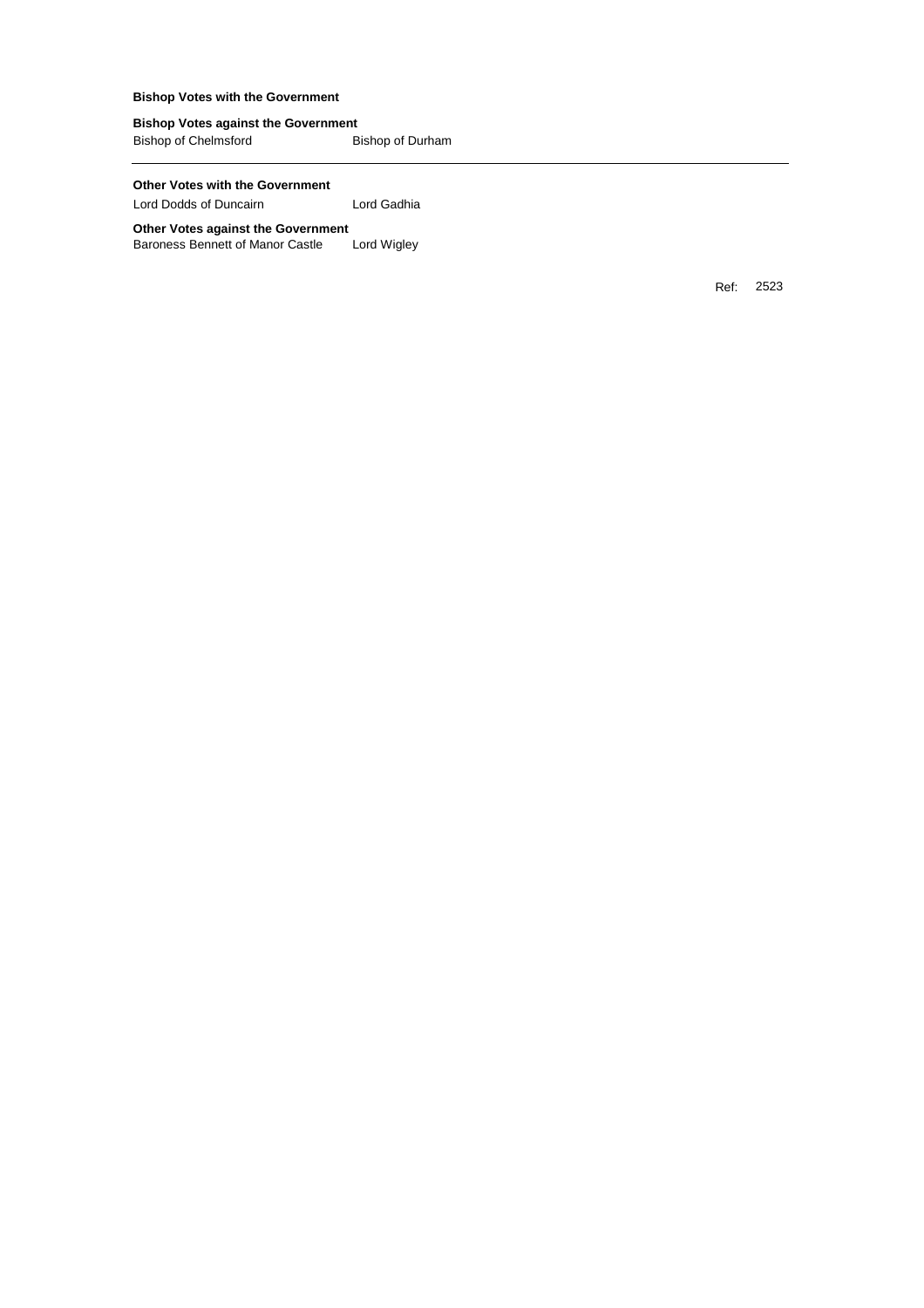**Bishop Votes with the Government**

**Bishop Votes against the Government**

Bishop of Chelmsford    Bishop of Durham

---

**Other Votes with the Government**

Lord Dodds of Duncairn    Lord Gadhia

**Other Votes against the Government**

Baroness Bennett of Manor Castle    Lord Wigley

Ref: 2523